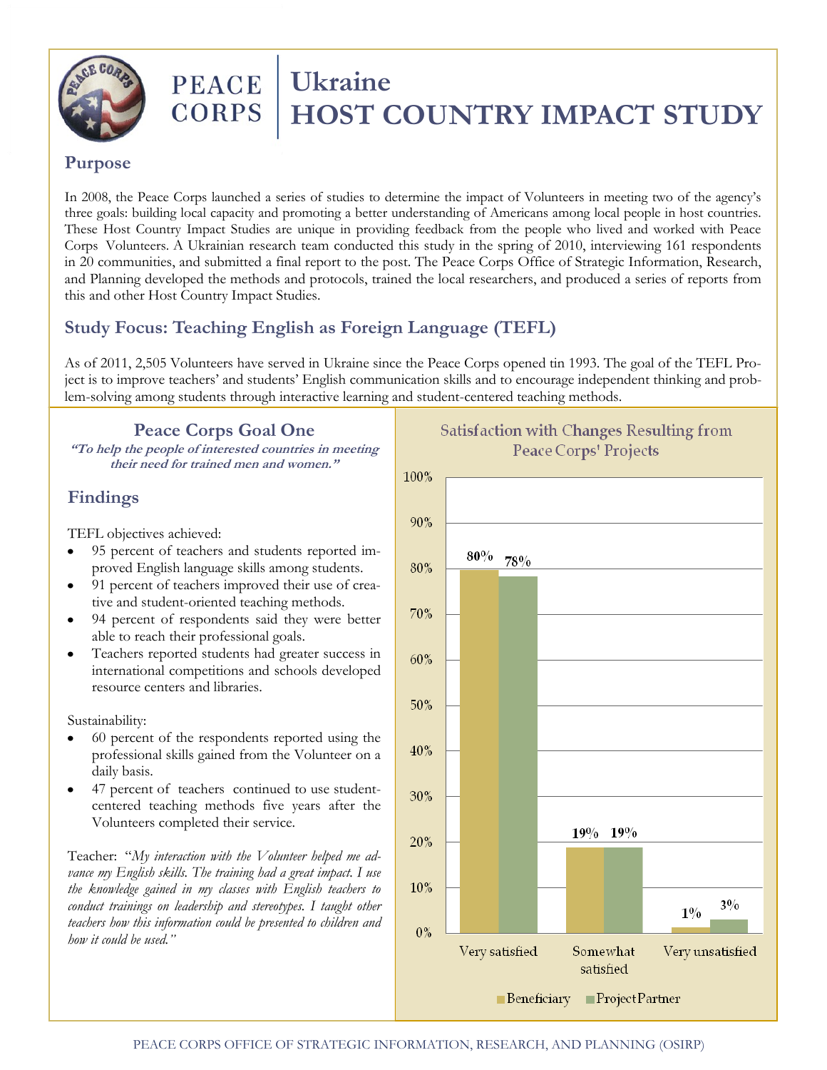# PEACE CORPS | Ukraine HOST COUNTRY IMPACT STUDY

## Purpose

In 2008, the Peace Corps launched a series of studies to determine the impact of Volunteers in meeting two of the agency's three goals: building local capacity and promoting a better understanding of Americans among local people in host countries. These Host Country Impact Studies are unique in providing feedback from the people who lived and worked with Peace Corps Volunteers. A Ukrainian research team conducted this study in the spring of 2010, interviewing 161 respondents in 20 communities, and submitted a final report to the post. The Peace Corps Office of Strategic Information, Research, and Planning developed the methods and protocols, trained the local researchers, and produced a series of reports from this and other Host Country Impact Studies.

## Study Focus: Teaching English as Foreign Language (TEFL)

As of 2011, 2,505 Volunteers have served in Ukraine since the Peace Corps opened tin 1993. The goal of the TEFL Project is to improve teachers' and students' English communication skills and to encourage independent thinking and problem-solving among students through interactive learning and student-centered teaching methods.

### Peace Corps Goal One

***"To help the people of interested countries in meeting their need for trained men and women."***

## Findings

TEFL objectives achieved:

- 95 percent of teachers and students reported improved English language skills among students.
- 91 percent of teachers improved their use of creative and student-oriented teaching methods.
- 94 percent of respondents said they were better able to reach their professional goals.
- Teachers reported students had greater success in international competitions and schools developed resource centers and libraries.

Sustainability:

- 60 percent of the respondents reported using the professional skills gained from the Volunteer on a daily basis.
- 47 percent of teachers continued to use student-centered teaching methods five years after the Volunteers completed their service.

Teacher: "*My interaction with the Volunteer helped me advance my English skills. The training had a great impact. I use the knowledge gained in my classes with English teachers to conduct trainings on leadership and stereotypes. I taught other teachers how this information could be presented to children and how it could be used.*"

**Satisfaction with Changes Resulting from Peace Corps' Projects**

| | Beneficiary | Project Partner |
|---|---|---|
| Very satisfied | 80% | 78% |
| Somewhat satisfied | 19% | 19% |
| Very unsatisfied | 1% | 3% |

PEACE CORPS OFFICE OF STRATEGIC INFORMATION, RESEARCH, AND PLANNING (OSIRP)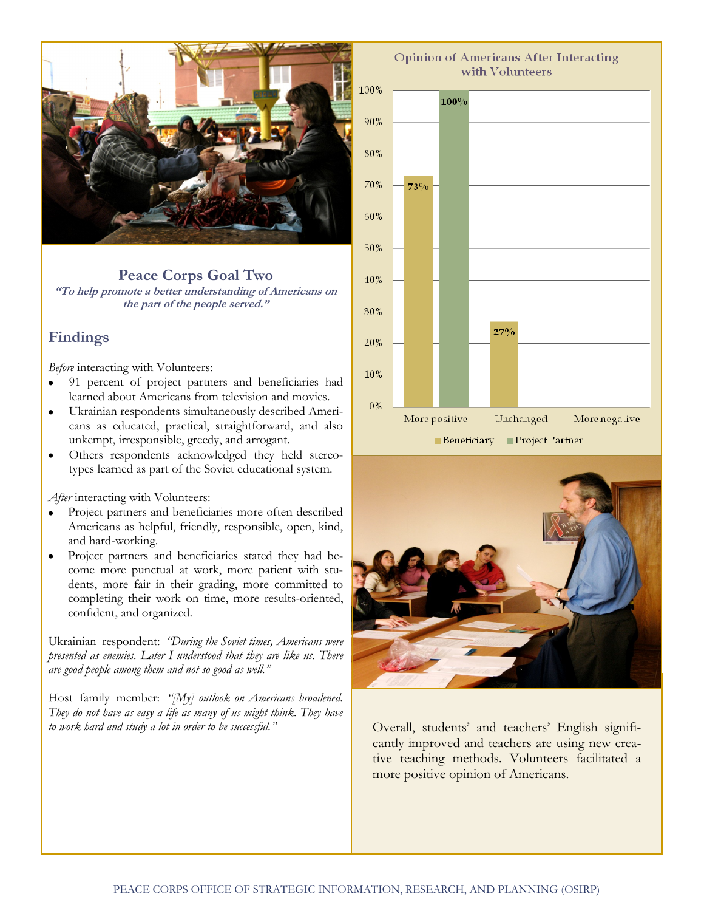## Peace Corps Goal Two

***"To help promote a better understanding of Americans on the part of the people served."***

## Findings

*Before* interacting with Volunteers:

- 91 percent of project partners and beneficiaries had learned about Americans from television and movies.
- Ukrainian respondents simultaneously described Americans as educated, practical, straightforward, and also unkempt, irresponsible, greedy, and arrogant.
- Others respondents acknowledged they held stereotypes learned as part of the Soviet educational system.

*After* interacting with Volunteers:

- Project partners and beneficiaries more often described Americans as helpful, friendly, responsible, open, kind, and hard-working.
- Project partners and beneficiaries stated they had become more punctual at work, more patient with students, more fair in their grading, more committed to completing their work on time, more results-oriented, confident, and organized.

Ukrainian respondent: *"During the Soviet times, Americans were presented as enemies. Later I understood that they are like us. There are good people among them and not so good as well."*

Host family member: *"[My] outlook on Americans broadened. They do not have as easy a life as many of us might think. They have to work hard and study a lot in order to be successful."*

Opinion of Americans After Interacting with Volunteers

100%
90%
80%
70%
60%
50%
40%
30%
20%
10%
0%

73%
100%
27%

More positive
Unchanged
More negative

Beneficiary
Project Partner

Overall, students' and teachers' English significantly improved and teachers are using new creative teaching methods. Volunteers facilitated a more positive opinion of Americans.